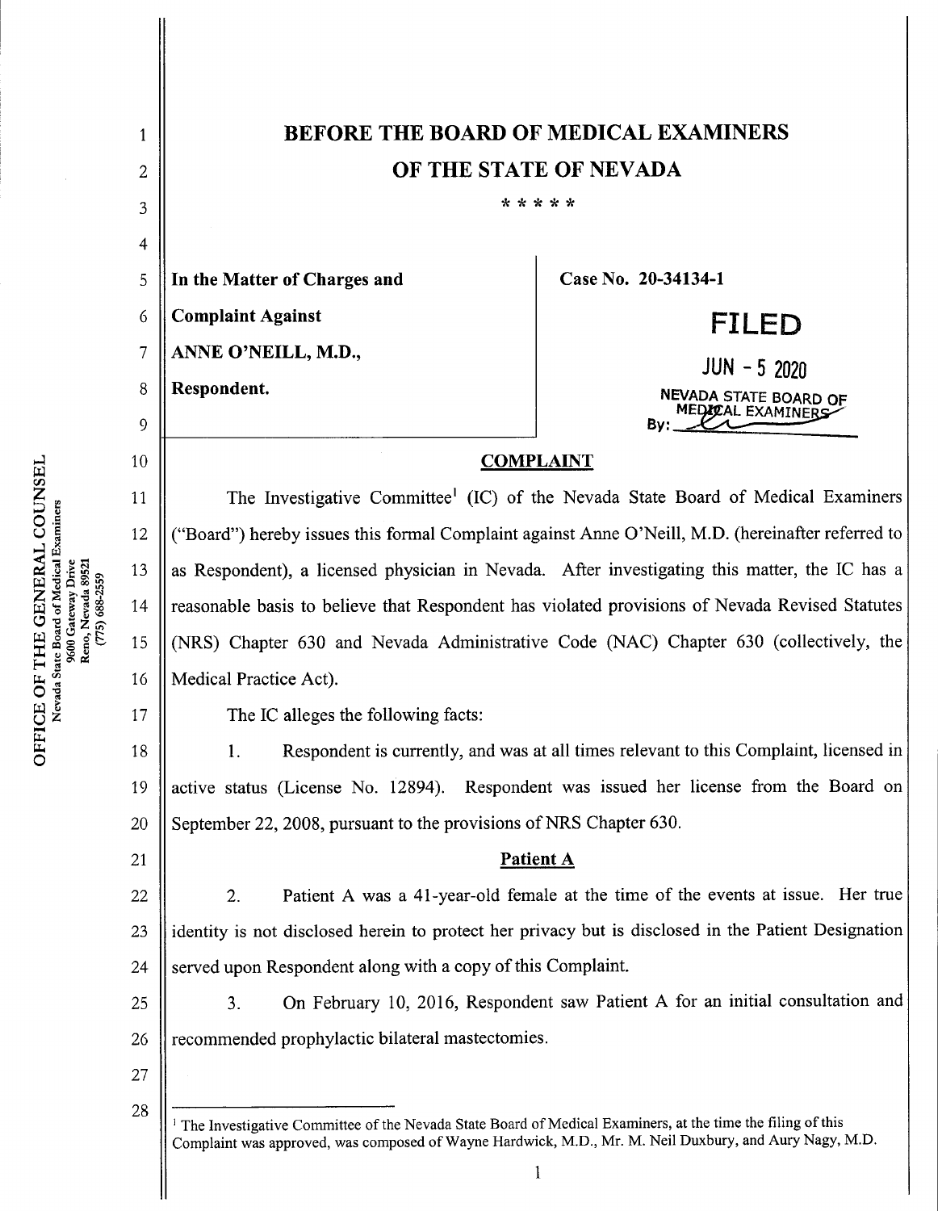# BEFORE THE BOARD OF MEDICAL EXAMINERS OF THE STATE OF NEVADA

\* \* \* \* \*

| | |
|---|---|
| **In the Matter of Charges and Complaint Against ANNE O'NEILL, M.D., Respondent.** | **Case No. 20-34134-1** |
| | **FILED** JUN - 5 2020 NEVADA STATE BOARD OF MEDICAL EXAMINERS By: ______ |

## COMPLAINT

The Investigative Committee[1] (IC) of the Nevada State Board of Medical Examiners ("Board") hereby issues this formal Complaint against Anne O'Neill, M.D. (hereinafter referred to as Respondent), a licensed physician in Nevada. After investigating this matter, the IC has a reasonable basis to believe that Respondent has violated provisions of Nevada Revised Statutes (NRS) Chapter 630 and Nevada Administrative Code (NAC) Chapter 630 (collectively, the Medical Practice Act).

The IC alleges the following facts:

1. Respondent is currently, and was at all times relevant to this Complaint, licensed in active status (License No. 12894). Respondent was issued her license from the Board on September 22, 2008, pursuant to the provisions of NRS Chapter 630.

### Patient A

2. Patient A was a 41-year-old female at the time of the events at issue. Her true identity is not disclosed herein to protect her privacy but is disclosed in the Patient Designation served upon Respondent along with a copy of this Complaint.

3. On February 10, 2016, Respondent saw Patient A for an initial consultation and recommended prophylactic bilateral mastectomies.

[1] The Investigative Committee of the Nevada State Board of Medical Examiners, at the time the filing of this Complaint was approved, was composed of Wayne Hardwick, M.D., Mr. M. Neil Duxbury, and Aury Nagy, M.D.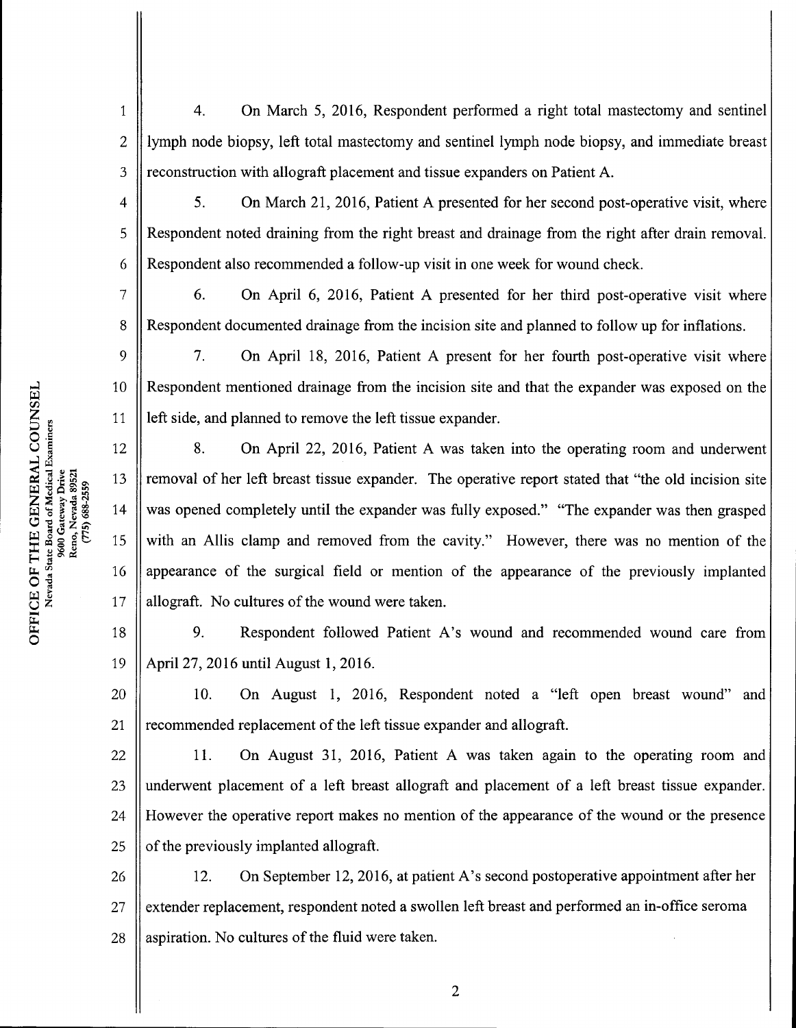4. On March 5, 2016, Respondent performed a right total mastectomy and sentinel lymph node biopsy, left total mastectomy and sentinel lymph node biopsy, and immediate breast reconstruction with allograft placement and tissue expanders on Patient A.

5. On March 21, 2016, Patient A presented for her second post-operative visit, where Respondent noted draining from the right breast and drainage from the right after drain removal. Respondent also recommended a follow-up visit in one week for wound check.

6. On April 6, 2016, Patient A presented for her third post-operative visit where Respondent documented drainage from the incision site and planned to follow up for inflations.

7. On April 18, 2016, Patient A present for her fourth post-operative visit where Respondent mentioned drainage from the incision site and that the expander was exposed on the left side, and planned to remove the left tissue expander.

8. On April 22, 2016, Patient A was taken into the operating room and underwent removal of her left breast tissue expander. The operative report stated that "the old incision site was opened completely until the expander was fully exposed." "The expander was then grasped with an Allis clamp and removed from the cavity." However, there was no mention of the appearance of the surgical field or mention of the appearance of the previously implanted allograft. No cultures of the wound were taken.

9. Respondent followed Patient A's wound and recommended wound care from April 27, 2016 until August 1, 2016.

10. On August 1, 2016, Respondent noted a "left open breast wound" and recommended replacement of the left tissue expander and allograft.

11. On August 31, 2016, Patient A was taken again to the operating room and underwent placement of a left breast allograft and placement of a left breast tissue expander. However the operative report makes no mention of the appearance of the wound or the presence of the previously implanted allograft.

12. On September 12, 2016, at patient A's second postoperative appointment after her extender replacement, respondent noted a swollen left breast and performed an in-office seroma aspiration. No cultures of the fluid were taken.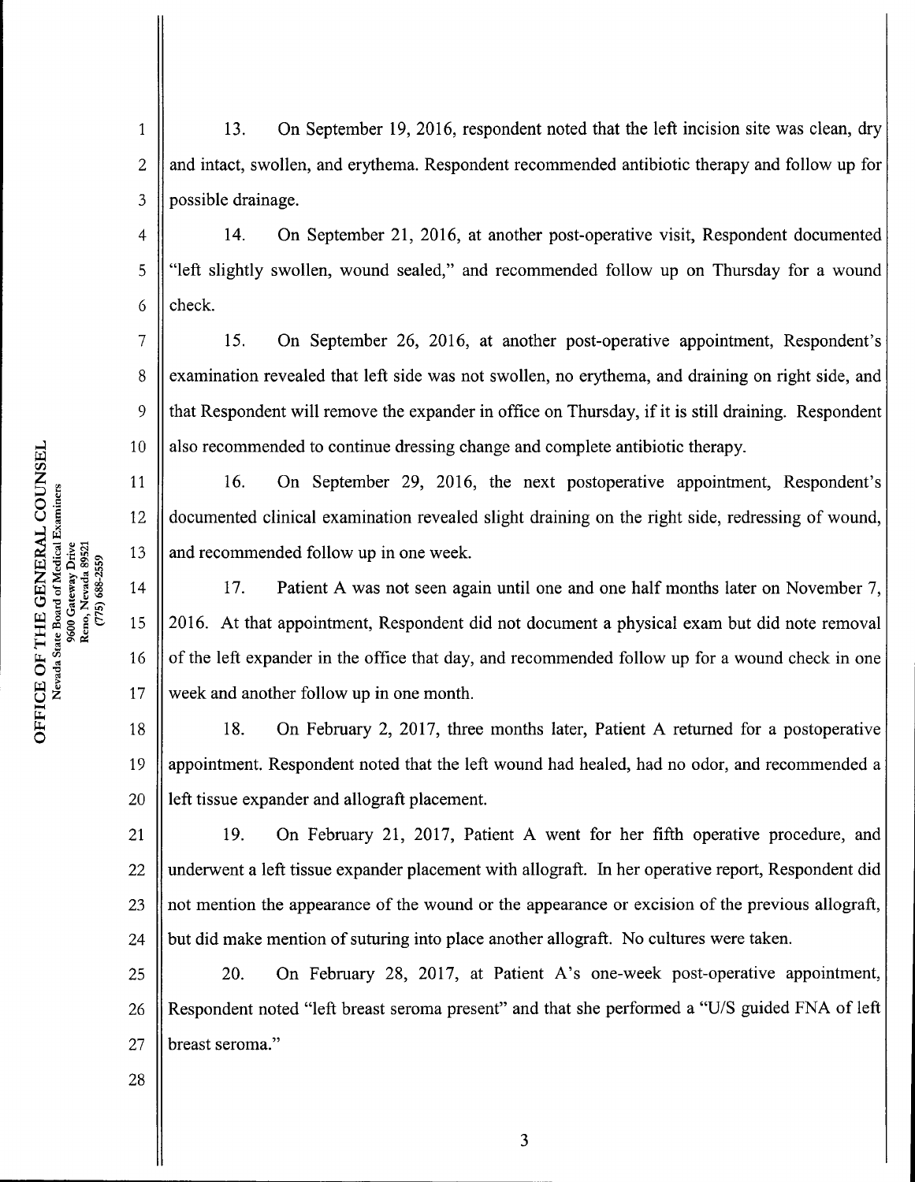13. On September 19, 2016, respondent noted that the left incision site was clean, dry and intact, swollen, and erythema. Respondent recommended antibiotic therapy and follow up for possible drainage.

14. On September 21, 2016, at another post-operative visit, Respondent documented "left slightly swollen, wound sealed," and recommended follow up on Thursday for a wound check.

15. On September 26, 2016, at another post-operative appointment, Respondent's examination revealed that left side was not swollen, no erythema, and draining on right side, and that Respondent will remove the expander in office on Thursday, if it is still draining. Respondent also recommended to continue dressing change and complete antibiotic therapy.

16. On September 29, 2016, the next postoperative appointment, Respondent's documented clinical examination revealed slight draining on the right side, redressing of wound, and recommended follow up in one week.

17. Patient A was not seen again until one and one half months later on November 7, 2016. At that appointment, Respondent did not document a physical exam but did note removal of the left expander in the office that day, and recommended follow up for a wound check in one week and another follow up in one month.

18. On February 2, 2017, three months later, Patient A returned for a postoperative appointment. Respondent noted that the left wound had healed, had no odor, and recommended a left tissue expander and allograft placement.

19. On February 21, 2017, Patient A went for her fifth operative procedure, and underwent a left tissue expander placement with allograft. In her operative report, Respondent did not mention the appearance of the wound or the appearance or excision of the previous allograft, but did make mention of suturing into place another allograft. No cultures were taken.

20. On February 28, 2017, at Patient A's one-week post-operative appointment, Respondent noted "left breast seroma present" and that she performed a "U/S guided FNA of left breast seroma."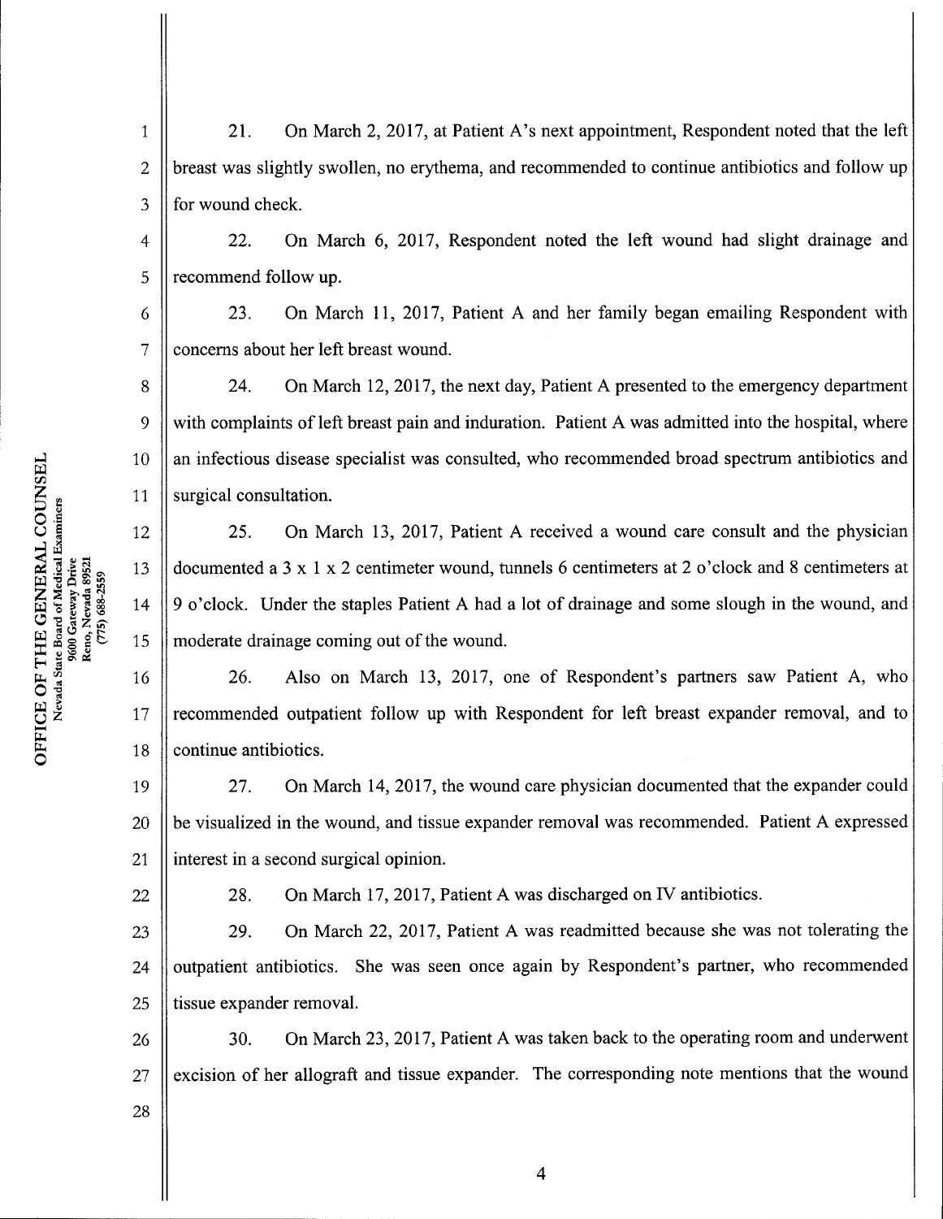21. On March 2, 2017, at Patient A's next appointment, Respondent noted that the left breast was slightly swollen, no erythema, and recommended to continue antibiotics and follow up for wound check.

22. On March 6, 2017, Respondent noted the left wound had slight drainage and recommend follow up.

23. On March 11, 2017, Patient A and her family began emailing Respondent with concerns about her left breast wound.

24. On March 12, 2017, the next day, Patient A presented to the emergency department with complaints of left breast pain and induration. Patient A was admitted into the hospital, where an infectious disease specialist was consulted, who recommended broad spectrum antibiotics and surgical consultation.

25. On March 13, 2017, Patient A received a wound care consult and the physician documented a 3 x 1 x 2 centimeter wound, tunnels 6 centimeters at 2 o'clock and 8 centimeters at 9 o'clock. Under the staples Patient A had a lot of drainage and some slough in the wound, and moderate drainage coming out of the wound.

26. Also on March 13, 2017, one of Respondent's partners saw Patient A, who recommended outpatient follow up with Respondent for left breast expander removal, and to continue antibiotics.

27. On March 14, 2017, the wound care physician documented that the expander could be visualized in the wound, and tissue expander removal was recommended. Patient A expressed interest in a second surgical opinion.

28. On March 17, 2017, Patient A was discharged on IV antibiotics.

29. On March 22, 2017, Patient A was readmitted because she was not tolerating the outpatient antibiotics. She was seen once again by Respondent's partner, who recommended tissue expander removal.

30. On March 23, 2017, Patient A was taken back to the operating room and underwent excision of her allograft and tissue expander. The corresponding note mentions that the wound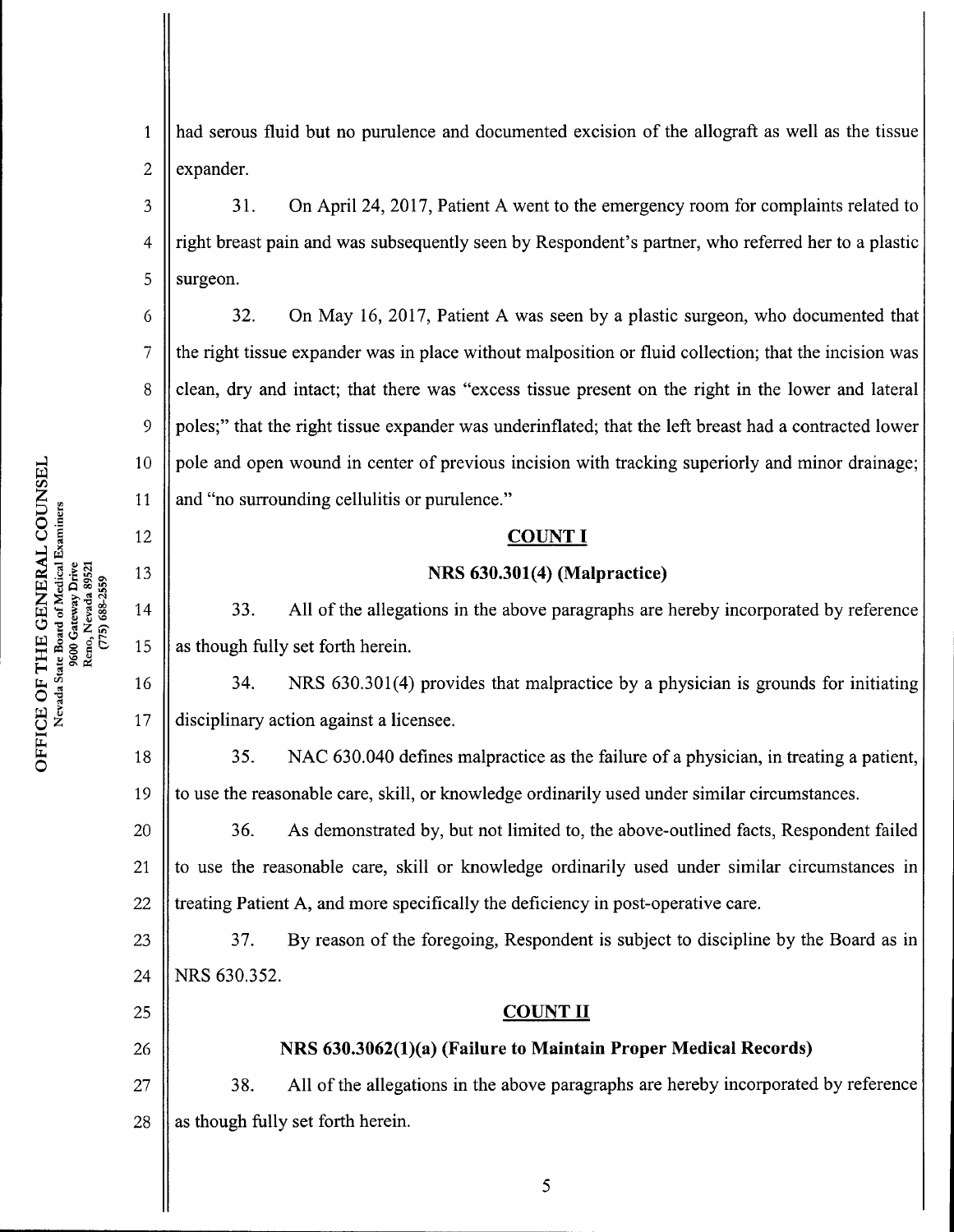had serous fluid but no purulence and documented excision of the allograft as well as the tissue expander.

31. On April 24, 2017, Patient A went to the emergency room for complaints related to right breast pain and was subsequently seen by Respondent's partner, who referred her to a plastic surgeon.

32. On May 16, 2017, Patient A was seen by a plastic surgeon, who documented that the right tissue expander was in place without malposition or fluid collection; that the incision was clean, dry and intact; that there was "excess tissue present on the right in the lower and lateral poles;" that the right tissue expander was underinflated; that the left breast had a contracted lower pole and open wound in center of previous incision with tracking superiorly and minor drainage; and "no surrounding cellulitis or purulence."

## COUNT I

### NRS 630.301(4) (Malpractice)

33. All of the allegations in the above paragraphs are hereby incorporated by reference as though fully set forth herein.

34. NRS 630.301(4) provides that malpractice by a physician is grounds for initiating disciplinary action against a licensee.

35. NAC 630.040 defines malpractice as the failure of a physician, in treating a patient, to use the reasonable care, skill, or knowledge ordinarily used under similar circumstances.

36. As demonstrated by, but not limited to, the above-outlined facts, Respondent failed to use the reasonable care, skill or knowledge ordinarily used under similar circumstances in treating Patient A, and more specifically the deficiency in post-operative care.

37. By reason of the foregoing, Respondent is subject to discipline by the Board as in NRS 630.352.

## COUNT II

### NRS 630.3062(1)(a) (Failure to Maintain Proper Medical Records)

38. All of the allegations in the above paragraphs are hereby incorporated by reference as though fully set forth herein.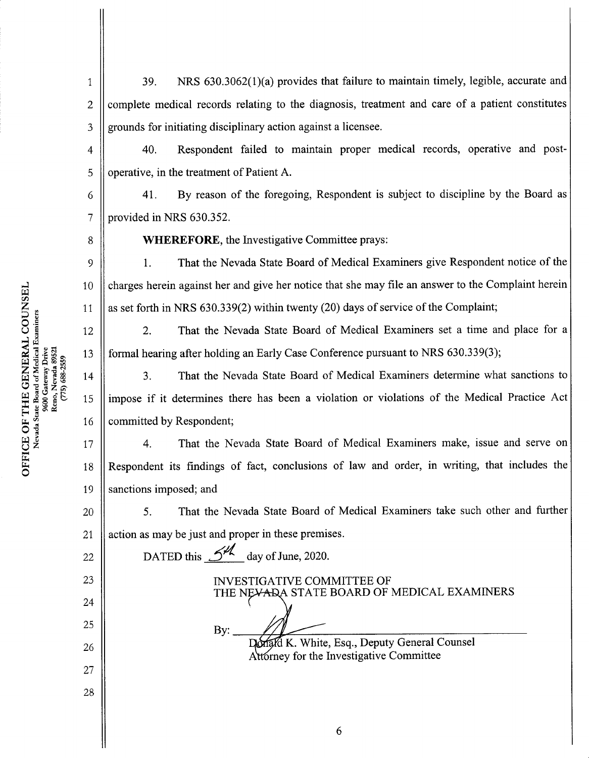39. NRS 630.3062(1)(a) provides that failure to maintain timely, legible, accurate and complete medical records relating to the diagnosis, treatment and care of a patient constitutes grounds for initiating disciplinary action against a licensee.

40. Respondent failed to maintain proper medical records, operative and post-operative, in the treatment of Patient A.

41. By reason of the foregoing, Respondent is subject to discipline by the Board as provided in NRS 630.352.

**WHEREFORE**, the Investigative Committee prays:

1. That the Nevada State Board of Medical Examiners give Respondent notice of the charges herein against her and give her notice that she may file an answer to the Complaint herein as set forth in NRS 630.339(2) within twenty (20) days of service of the Complaint;

2. That the Nevada State Board of Medical Examiners set a time and place for a formal hearing after holding an Early Case Conference pursuant to NRS 630.339(3);

3. That the Nevada State Board of Medical Examiners determine what sanctions to impose if it determines there has been a violation or violations of the Medical Practice Act committed by Respondent;

4. That the Nevada State Board of Medical Examiners make, issue and serve on Respondent its findings of fact, conclusions of law and order, in writing, that includes the sanctions imposed; and

5. That the Nevada State Board of Medical Examiners take such other and further action as may be just and proper in these premises.

DATED this 5th day of June, 2020.

INVESTIGATIVE COMMITTEE OF
THE NEVADA STATE BOARD OF MEDICAL EXAMINERS

By: ______________________________
Donald K. White, Esq., Deputy General Counsel
Attorney for the Investigative Committee

OFFICE OF THE GENERAL COUNSEL
Nevada State Board of Medical Examiners
9600 Gateway Drive
Reno, Nevada 89521
(775) 688-2559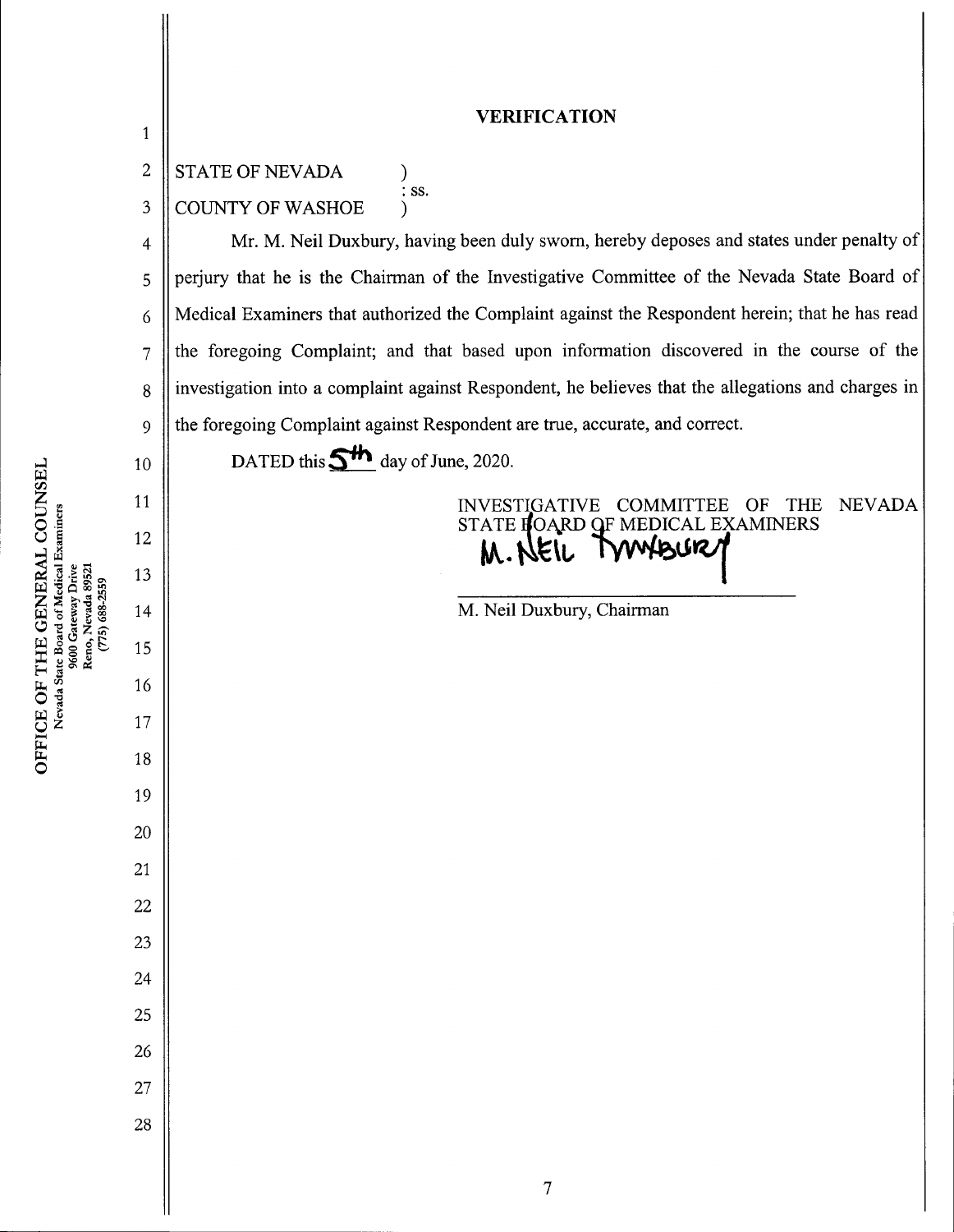## VERIFICATION

STATE OF NEVADA )
: ss.
COUNTY OF WASHOE )

Mr. M. Neil Duxbury, having been duly sworn, hereby deposes and states under penalty of perjury that he is the Chairman of the Investigative Committee of the Nevada State Board of Medical Examiners that authorized the Complaint against the Respondent herein; that he has read the foregoing Complaint; and that based upon information discovered in the course of the investigation into a complaint against Respondent, he believes that the allegations and charges in the foregoing Complaint against Respondent are true, accurate, and correct.

DATED this 5th day of June, 2020.

INVESTIGATIVE COMMITTEE OF THE NEVADA STATE BOARD OF MEDICAL EXAMINERS

M. Neil Duxbury

M. Neil Duxbury, Chairman

OFFICE OF THE GENERAL COUNSEL
Nevada State Board of Medical Examiners
9600 Gateway Drive
Reno, Nevada 89521
(775) 688-2559